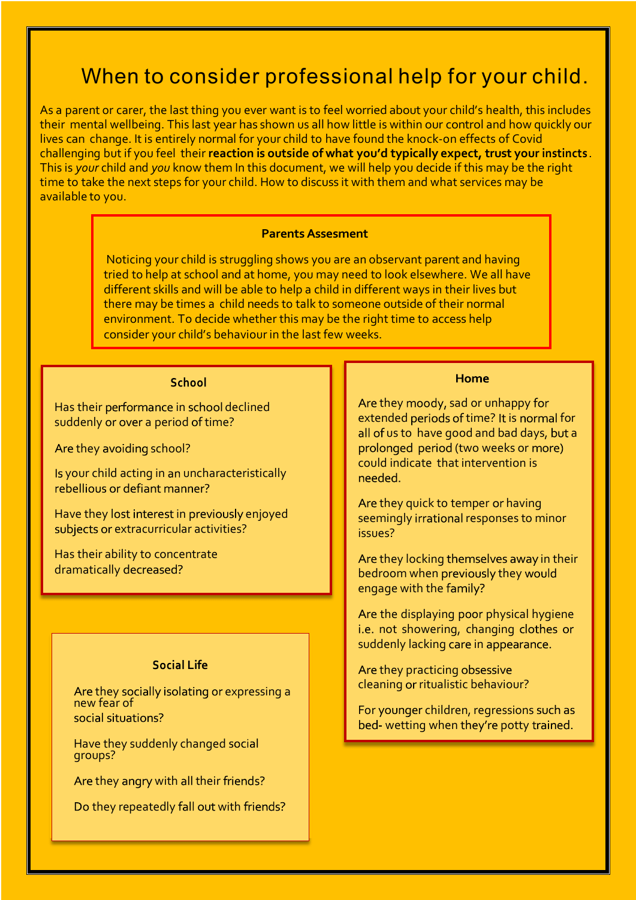# When to consider professional help for your child.

As a parent or carer, the last thing you ever want is to feel worried about your child's health, this includes their mental wellbeing. This last year has shown us all how little is within our control and how quickly our lives can change. It is entirely normal for your child to have found the knock-on effects of Covid challenging but if you feel their **reaction is outside of what you'd typically expect, trust your instincts**. This is *your* child and *you* know them In this document, we will help you decide if this may be the right time to take the next steps for your child. How to discuss it with them and what services may be available to you.

### Parents Assesment

Noticing your child is struggling shows you are an observant parent and having tried to help at school and at home, you may need to look elsewhere. We all have different skills and will be able to help a child in different ways in their lives but there may be times a child needs to talk to someone outside of their normal environment. To decide whether this may be the right time to access help consider your child's behaviour in the last few weeks.

### School

Has their performance in school declined suddenly or over a period of time?

Are they avoiding school?

Is your child acting in an uncharacteristically rebellious or defiant manner?

Have they lost interest in previously enjoyed subjects or extracurricular activities?

Has their ability to concentrate dramatically decreased?

### Social Life

Are they socially isolating or expressing a new fear of social situations?

Have they suddenly changed social groups?

Are they angry with all their friends?

Do they repeatedly fall out with friends?

### Home

Are they moody, sad or unhappy for extended periods of time? It is normal for all of us to have good and bad days, but a prolonged period (two weeks or more) could indicate that intervention is needed.

Are they quick to temper or having seemingly irrational responses to minor issues?

Are they locking themselves away in their bedroom when previously they would engage with the family?

Are the displaying poor physical hygiene i.e. not showering, changing clothes or suddenly lacking care in appearance.

Are they practicing obsessive cleaning or ritualistic behaviour?

For younger children, regressions such as bed- wetting when they're potty trained.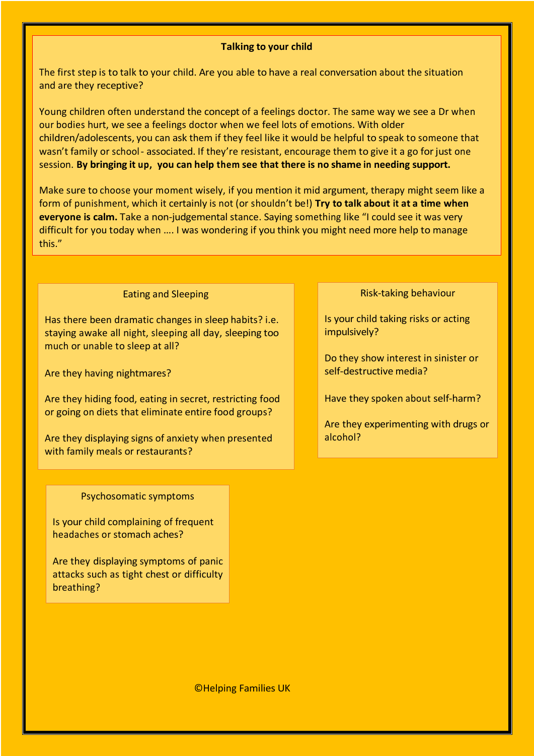## Talking to your child

The first step is to talk to your child. Are you able to have a real conversation about the situation and are they receptive?

Young children often understand the concept of a feelings doctor. The same way we see a Dr when our bodies hurt, we see a feelings doctor when we feel lots of emotions. With older children/adolescents, you can ask them if they feel like it would be helpful to speak to someone that wasn't family or school- associated. If they're resistant, encourage them to give it a go for just one session. **By bringing it up, you can help them see that there is no shame in needing support.**

Make sure to choose your moment wisely, if you mention it mid argument, therapy might seem like a form of punishment, which it certainly is not (or shouldn't be!) **Try to talk about it at a time when everyone is calm.** Take a non-judgemental stance. Saying something like "I could see it was very difficult for you today when .... I was wondering if you think you might need more help to manage this."

### Eating and Sleeping

Has there been dramatic changes in sleep habits? i.e. staying awake all night, sleeping all day, sleeping too much or unable to sleep at all?

Are they having nightmares?

Are they hiding food, eating in secret, restricting food or going on diets that eliminate entire food groups?

Are they displaying signs of anxiety when presented with family meals or restaurants?

### Risk-taking behaviour

Is your child taking risks or acting impulsively?

Do they show interest in sinister or self-destructive media?

Have they spoken about self-harm?

Are they experimenting with drugs or alcohol?

### Psychosomatic symptoms

Is your child complaining of frequent headaches or stomach aches?

Are they displaying symptoms of panic attacks such as tight chest or difficulty breathing?

©Helping Families UK